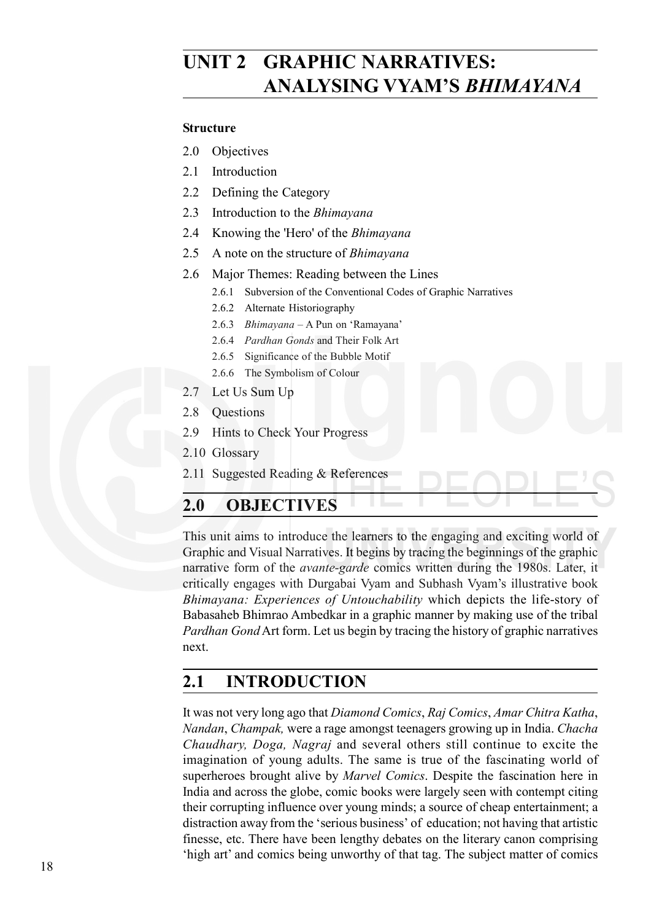# UNIT 2 GRAPHIC NARRATIVES: ANALYSING VYAM'S *BHIMAYANA*

**Structure**

- 2.0 Objectives
- 2.1 Introduction
- 2.2 Defining the Category
- 2.3 Introduction to the *Bhimayana*
- 2.4 Knowing the 'Hero' of the *Bhimayana*
- 2.5 A note on the structure of *Bhimayana*
- 2.6 Major Themes: Reading between the Lines
  - 2.6.1 Subversion of the Conventional Codes of Graphic Narratives
  - 2.6.2 Alternate Historiography
  - 2.6.3 *Bhimayana* – A Pun on 'Ramayana'
  - 2.6.4 *Pardhan Gonds* and Their Folk Art
  - 2.6.5 Significance of the Bubble Motif
  - 2.6.6 The Symbolism of Colour
- 2.7 Let Us Sum Up
- 2.8 Questions
- 2.9 Hints to Check Your Progress
- 2.10 Glossary
- 2.11 Suggested Reading & References

## 2.0 OBJECTIVES

This unit aims to introduce the learners to the engaging and exciting world of Graphic and Visual Narratives. It begins by tracing the beginnings of the graphic narrative form of the *avante-garde* comics written during the 1980s. Later, it critically engages with Durgabai Vyam and Subhash Vyam's illustrative book *Bhimayana: Experiences of Untouchability* which depicts the life-story of Babasaheb Bhimrao Ambedkar in a graphic manner by making use of the tribal *Pardhan Gond* Art form. Let us begin by tracing the history of graphic narratives next.

## 2.1 INTRODUCTION

It was not very long ago that *Diamond Comics*, *Raj Comics*, *Amar Chitra Katha*, *Nandan*, *Champak,* were a rage amongst teenagers growing up in India. *Chacha Chaudhary, Doga, Nagraj* and several others still continue to excite the imagination of young adults. The same is true of the fascinating world of superheroes brought alive by *Marvel Comics*. Despite the fascination here in India and across the globe, comic books were largely seen with contempt citing their corrupting influence over young minds; a source of cheap entertainment; a distraction away from the 'serious business' of education; not having that artistic finesse, etc. There have been lengthy debates on the literary canon comprising 'high art' and comics being unworthy of that tag. The subject matter of comics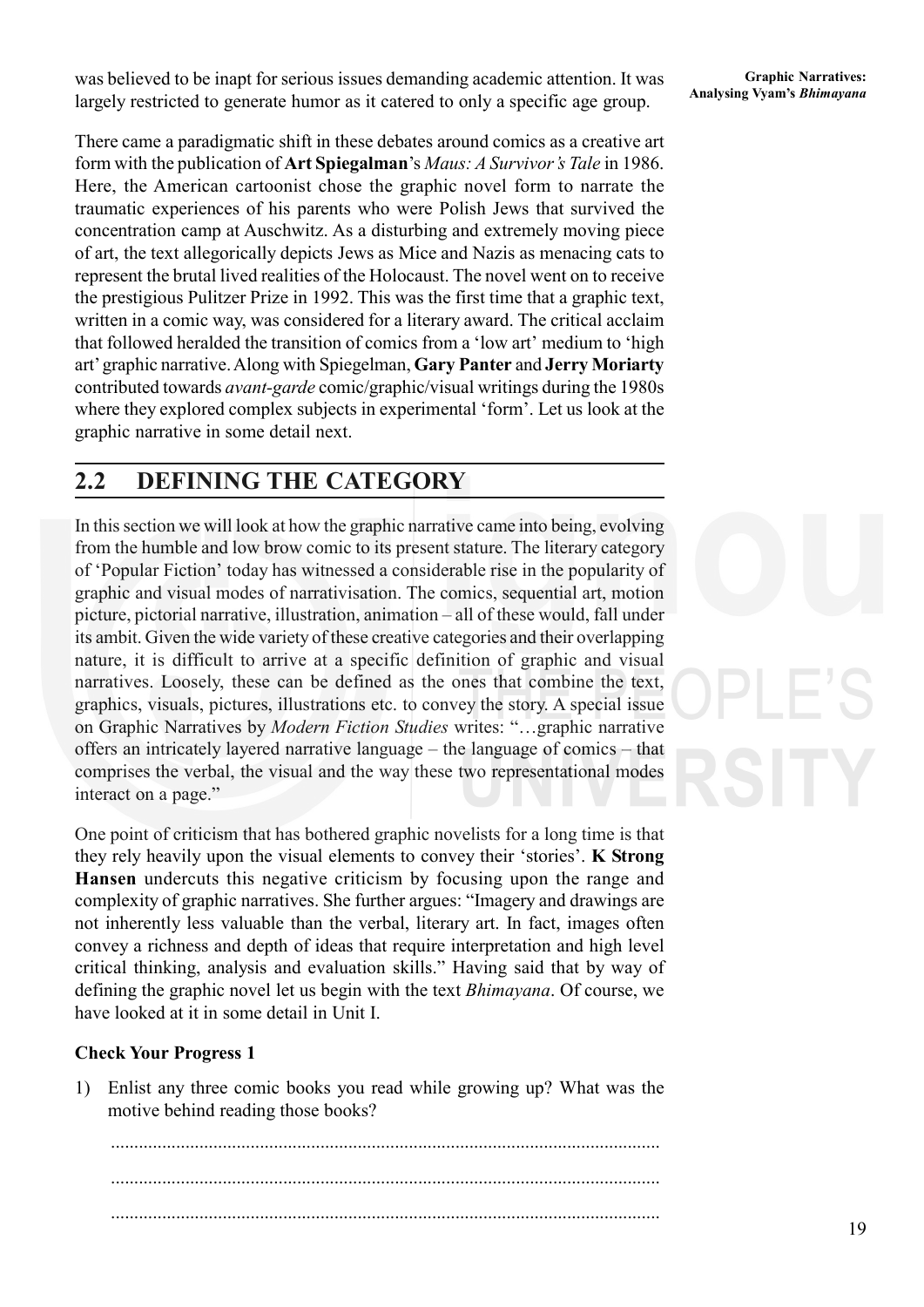was believed to be inapt for serious issues demanding academic attention. It was largely restricted to generate humor as it catered to only a specific age group.

There came a paradigmatic shift in these debates around comics as a creative art form with the publication of **Art Spiegalman**'s *Maus: A Survivor's Tale* in 1986. Here, the American cartoonist chose the graphic novel form to narrate the traumatic experiences of his parents who were Polish Jews that survived the concentration camp at Auschwitz. As a disturbing and extremely moving piece of art, the text allegorically depicts Jews as Mice and Nazis as menacing cats to represent the brutal lived realities of the Holocaust. The novel went on to receive the prestigious Pulitzer Prize in 1992. This was the first time that a graphic text, written in a comic way, was considered for a literary award. The critical acclaim that followed heralded the transition of comics from a 'low art' medium to 'high art' graphic narrative. Along with Spiegelman, **Gary Panter** and **Jerry Moriarty** contributed towards *avant-garde* comic/graphic/visual writings during the 1980s where they explored complex subjects in experimental 'form'. Let us look at the graphic narrative in some detail next.

## 2.2 DEFINING THE CATEGORY

In this section we will look at how the graphic narrative came into being, evolving from the humble and low brow comic to its present stature. The literary category of 'Popular Fiction' today has witnessed a considerable rise in the popularity of graphic and visual modes of narrativisation. The comics, sequential art, motion picture, pictorial narrative, illustration, animation – all of these would, fall under its ambit. Given the wide variety of these creative categories and their overlapping nature, it is difficult to arrive at a specific definition of graphic and visual narratives. Loosely, these can be defined as the ones that combine the text, graphics, visuals, pictures, illustrations etc. to convey the story. A special issue on Graphic Narratives by *Modern Fiction Studies* writes: "…graphic narrative offers an intricately layered narrative language – the language of comics – that comprises the verbal, the visual and the way these two representational modes interact on a page."

One point of criticism that has bothered graphic novelists for a long time is that they rely heavily upon the visual elements to convey their 'stories'. **K Strong Hansen** undercuts this negative criticism by focusing upon the range and complexity of graphic narratives. She further argues: "Imagery and drawings are not inherently less valuable than the verbal, literary art. In fact, images often convey a richness and depth of ideas that require interpretation and high level critical thinking, analysis and evaluation skills." Having said that by way of defining the graphic novel let us begin with the text *Bhimayana*. Of course, we have looked at it in some detail in Unit I.

**Check Your Progress 1**

1) Enlist any three comic books you read while growing up? What was the motive behind reading those books?

   .....................................................................................................................

   .....................................................................................................................

   .....................................................................................................................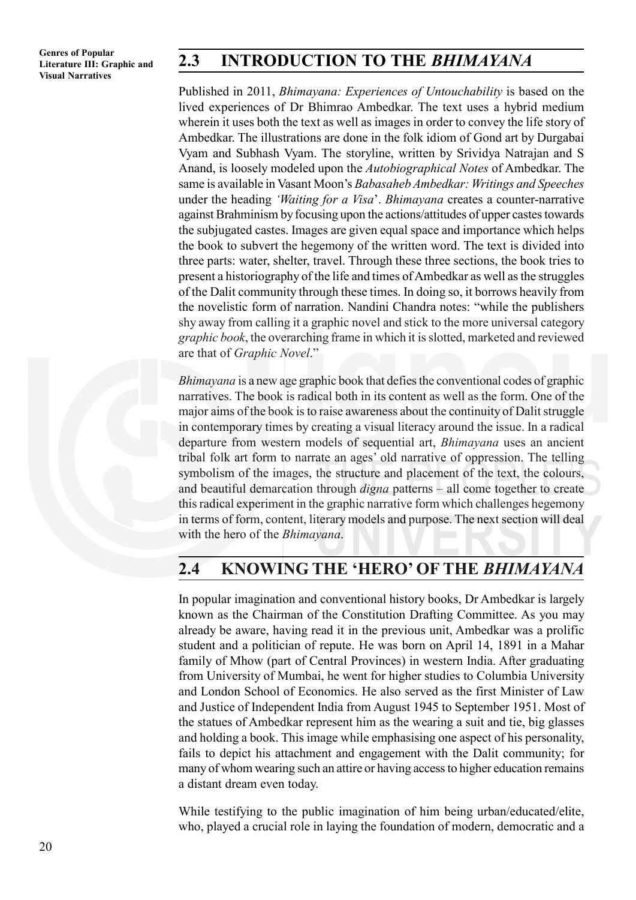## 2.3 INTRODUCTION TO THE *BHIMAYANA*

Published in 2011, *Bhimayana: Experiences of Untouchability* is based on the lived experiences of Dr Bhimrao Ambedkar. The text uses a hybrid medium wherein it uses both the text as well as images in order to convey the life story of Ambedkar. The illustrations are done in the folk idiom of Gond art by Durgabai Vyam and Subhash Vyam. The storyline, written by Srividya Natrajan and S Anand, is loosely modeled upon the *Autobiographical Notes* of Ambedkar. The same is available in Vasant Moon's *Babasaheb Ambedkar: Writings and Speeches* under the heading *'Waiting for a Visa*'. *Bhimayana* creates a counter-narrative against Brahminism by focusing upon the actions/attitudes of upper castes towards the subjugated castes. Images are given equal space and importance which helps the book to subvert the hegemony of the written word. The text is divided into three parts: water, shelter, travel. Through these three sections, the book tries to present a historiography of the life and times of Ambedkar as well as the struggles of the Dalit community through these times. In doing so, it borrows heavily from the novelistic form of narration. Nandini Chandra notes: "while the publishers shy away from calling it a graphic novel and stick to the more universal category *graphic book*, the overarching frame in which it is slotted, marketed and reviewed are that of *Graphic Novel*."

*Bhimayana* is a new age graphic book that defies the conventional codes of graphic narratives. The book is radical both in its content as well as the form. One of the major aims of the book is to raise awareness about the continuity of Dalit struggle in contemporary times by creating a visual literacy around the issue. In a radical departure from western models of sequential art, *Bhimayana* uses an ancient tribal folk art form to narrate an ages' old narrative of oppression. The telling symbolism of the images, the structure and placement of the text, the colours, and beautiful demarcation through *digna* patterns – all come together to create this radical experiment in the graphic narrative form which challenges hegemony in terms of form, content, literary models and purpose. The next section will deal with the hero of the *Bhimayana*.

## 2.4 KNOWING THE 'HERO' OF THE *BHIMAYANA*

In popular imagination and conventional history books, Dr Ambedkar is largely known as the Chairman of the Constitution Drafting Committee. As you may already be aware, having read it in the previous unit, Ambedkar was a prolific student and a politician of repute. He was born on April 14, 1891 in a Mahar family of Mhow (part of Central Provinces) in western India. After graduating from University of Mumbai, he went for higher studies to Columbia University and London School of Economics. He also served as the first Minister of Law and Justice of Independent India from August 1945 to September 1951. Most of the statues of Ambedkar represent him as the wearing a suit and tie, big glasses and holding a book. This image while emphasising one aspect of his personality, fails to depict his attachment and engagement with the Dalit community; for many of whom wearing such an attire or having access to higher education remains a distant dream even today.

While testifying to the public imagination of him being urban/educated/elite, who, played a crucial role in laying the foundation of modern, democratic and a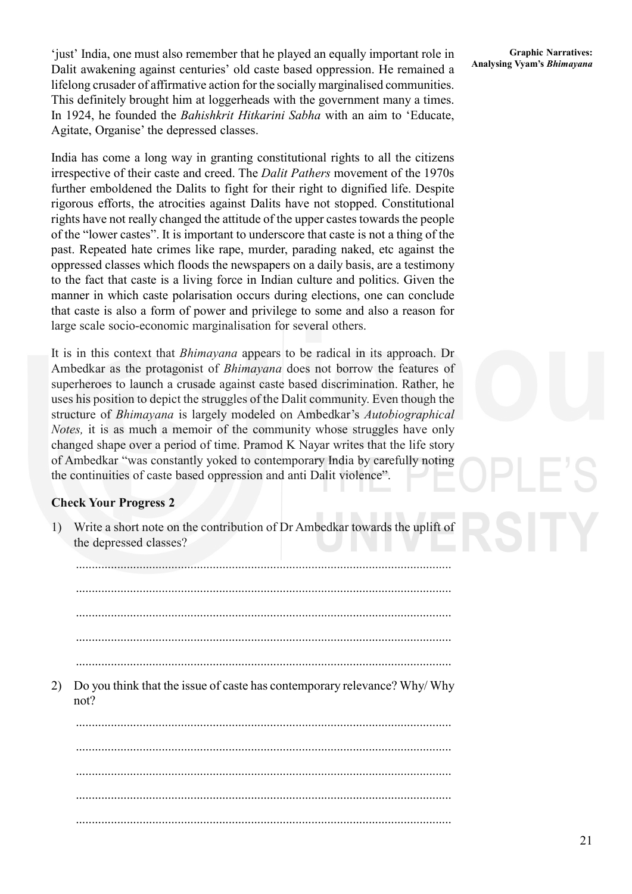'just' India, one must also remember that he played an equally important role in Dalit awakening against centuries' old caste based oppression. He remained a lifelong crusader of affirmative action for the socially marginalised communities. This definitely brought him at loggerheads with the government many a times. In 1924, he founded the *Bahishkrit Hitkarini Sabha* with an aim to 'Educate, Agitate, Organise' the depressed classes.

India has come a long way in granting constitutional rights to all the citizens irrespective of their caste and creed. The *Dalit Pathers* movement of the 1970s further emboldened the Dalits to fight for their right to dignified life. Despite rigorous efforts, the atrocities against Dalits have not stopped. Constitutional rights have not really changed the attitude of the upper castes towards the people of the "lower castes". It is important to underscore that caste is not a thing of the past. Repeated hate crimes like rape, murder, parading naked, etc against the oppressed classes which floods the newspapers on a daily basis, are a testimony to the fact that caste is a living force in Indian culture and politics. Given the manner in which caste polarisation occurs during elections, one can conclude that caste is also a form of power and privilege to some and also a reason for large scale socio-economic marginalisation for several others.

It is in this context that *Bhimayana* appears to be radical in its approach. Dr Ambedkar as the protagonist of *Bhimayana* does not borrow the features of superheroes to launch a crusade against caste based discrimination. Rather, he uses his position to depict the struggles of the Dalit community. Even though the structure of *Bhimayana* is largely modeled on Ambedkar's *Autobiographical Notes,* it is as much a memoir of the community whose struggles have only changed shape over a period of time. Pramod K Nayar writes that the life story of Ambedkar "was constantly yoked to contemporary India by carefully noting the continuities of caste based oppression and anti Dalit violence".

**Check Your Progress 2**

1) Write a short note on the contribution of Dr Ambedkar towards the uplift of the depressed classes?

.....................................................................................................................

.....................................................................................................................

.....................................................................................................................

.....................................................................................................................

.....................................................................................................................

2) Do you think that the issue of caste has contemporary relevance? Why/ Why not?

.....................................................................................................................

.....................................................................................................................

.....................................................................................................................

.....................................................................................................................

.....................................................................................................................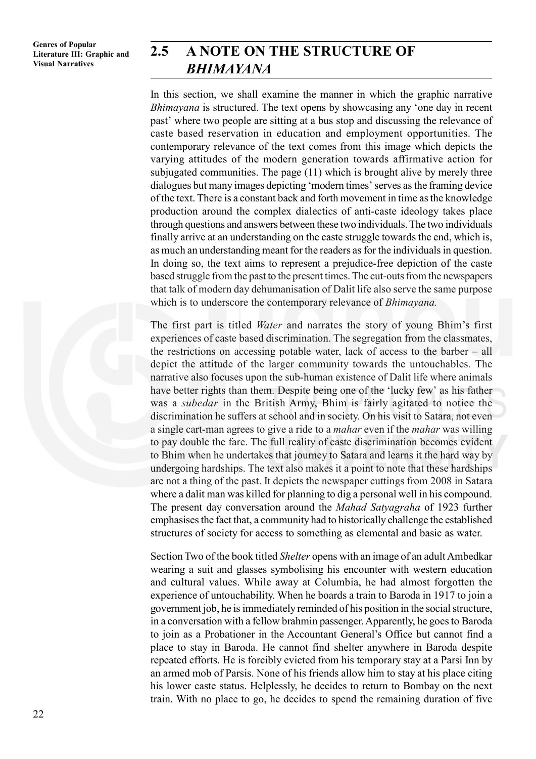## 2.5 A NOTE ON THE STRUCTURE OF *BHIMAYANA*

In this section, we shall examine the manner in which the graphic narrative *Bhimayana* is structured. The text opens by showcasing any 'one day in recent past' where two people are sitting at a bus stop and discussing the relevance of caste based reservation in education and employment opportunities. The contemporary relevance of the text comes from this image which depicts the varying attitudes of the modern generation towards affirmative action for subjugated communities. The page (11) which is brought alive by merely three dialogues but many images depicting 'modern times' serves as the framing device of the text. There is a constant back and forth movement in time as the knowledge production around the complex dialectics of anti-caste ideology takes place through questions and answers between these two individuals. The two individuals finally arrive at an understanding on the caste struggle towards the end, which is, as much an understanding meant for the readers as for the individuals in question. In doing so, the text aims to represent a prejudice-free depiction of the caste based struggle from the past to the present times. The cut-outs from the newspapers that talk of modern day dehumanisation of Dalit life also serve the same purpose which is to underscore the contemporary relevance of *Bhimayana.*

The first part is titled *Water* and narrates the story of young Bhim's first experiences of caste based discrimination. The segregation from the classmates, the restrictions on accessing potable water, lack of access to the barber – all depict the attitude of the larger community towards the untouchables. The narrative also focuses upon the sub-human existence of Dalit life where animals have better rights than them. Despite being one of the 'lucky few' as his father was a *subedar* in the British Army, Bhim is fairly agitated to notice the discrimination he suffers at school and in society. On his visit to Satara, not even a single cart-man agrees to give a ride to a *mahar* even if the *mahar* was willing to pay double the fare. The full reality of caste discrimination becomes evident to Bhim when he undertakes that journey to Satara and learns it the hard way by undergoing hardships. The text also makes it a point to note that these hardships are not a thing of the past. It depicts the newspaper cuttings from 2008 in Satara where a dalit man was killed for planning to dig a personal well in his compound. The present day conversation around the *Mahad Satyagraha* of 1923 further emphasises the fact that, a community had to historically challenge the established structures of society for access to something as elemental and basic as water.

Section Two of the book titled *Shelter* opens with an image of an adult Ambedkar wearing a suit and glasses symbolising his encounter with western education and cultural values. While away at Columbia, he had almost forgotten the experience of untouchability. When he boards a train to Baroda in 1917 to join a government job, he is immediately reminded of his position in the social structure, in a conversation with a fellow brahmin passenger. Apparently, he goes to Baroda to join as a Probationer in the Accountant General's Office but cannot find a place to stay in Baroda. He cannot find shelter anywhere in Baroda despite repeated efforts. He is forcibly evicted from his temporary stay at a Parsi Inn by an armed mob of Parsis. None of his friends allow him to stay at his place citing his lower caste status. Helplessly, he decides to return to Bombay on the next train. With no place to go, he decides to spend the remaining duration of five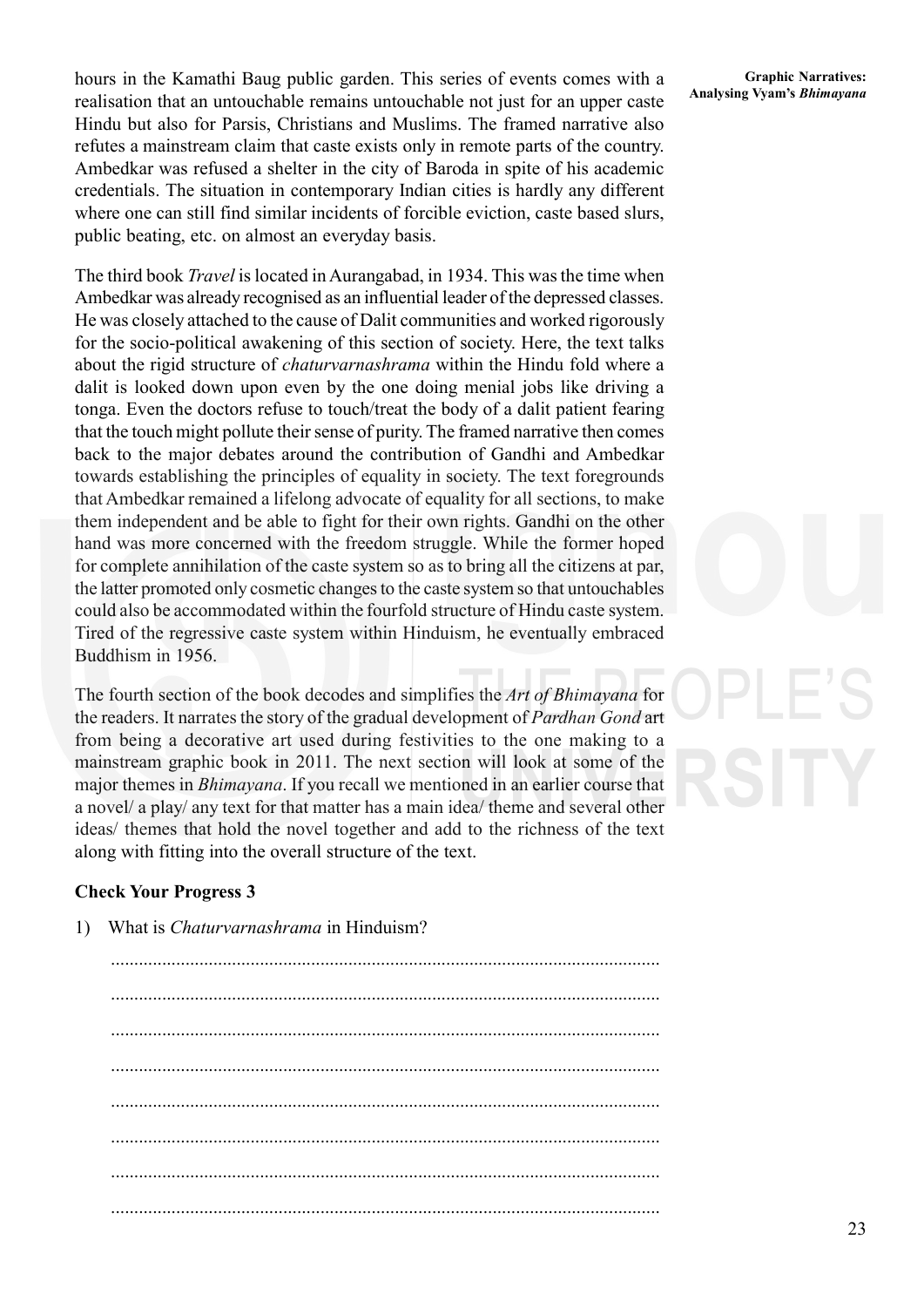hours in the Kamathi Baug public garden. This series of events comes with a realisation that an untouchable remains untouchable not just for an upper caste Hindu but also for Parsis, Christians and Muslims. The framed narrative also refutes a mainstream claim that caste exists only in remote parts of the country. Ambedkar was refused a shelter in the city of Baroda in spite of his academic credentials. The situation in contemporary Indian cities is hardly any different where one can still find similar incidents of forcible eviction, caste based slurs, public beating, etc. on almost an everyday basis.

The third book *Travel* is located in Aurangabad, in 1934. This was the time when Ambedkar was already recognised as an influential leader of the depressed classes. He was closely attached to the cause of Dalit communities and worked rigorously for the socio-political awakening of this section of society. Here, the text talks about the rigid structure of *chaturvarnashrama* within the Hindu fold where a dalit is looked down upon even by the one doing menial jobs like driving a tonga. Even the doctors refuse to touch/treat the body of a dalit patient fearing that the touch might pollute their sense of purity. The framed narrative then comes back to the major debates around the contribution of Gandhi and Ambedkar towards establishing the principles of equality in society. The text foregrounds that Ambedkar remained a lifelong advocate of equality for all sections, to make them independent and be able to fight for their own rights. Gandhi on the other hand was more concerned with the freedom struggle. While the former hoped for complete annihilation of the caste system so as to bring all the citizens at par, the latter promoted only cosmetic changes to the caste system so that untouchables could also be accommodated within the fourfold structure of Hindu caste system. Tired of the regressive caste system within Hinduism, he eventually embraced Buddhism in 1956.

The fourth section of the book decodes and simplifies the *Art of Bhimayana* for the readers. It narrates the story of the gradual development of *Pardhan Gond* art from being a decorative art used during festivities to the one making to a mainstream graphic book in 2011. The next section will look at some of the major themes in *Bhimayana*. If you recall we mentioned in an earlier course that a novel/ a play/ any text for that matter has a main idea/ theme and several other ideas/ themes that hold the novel together and add to the richness of the text along with fitting into the overall structure of the text.

**Check Your Progress 3**

1) What is *Chaturvarnashrama* in Hinduism?

.....................................................................................................................

.....................................................................................................................

.....................................................................................................................

.....................................................................................................................

.....................................................................................................................

.....................................................................................................................

.....................................................................................................................

.....................................................................................................................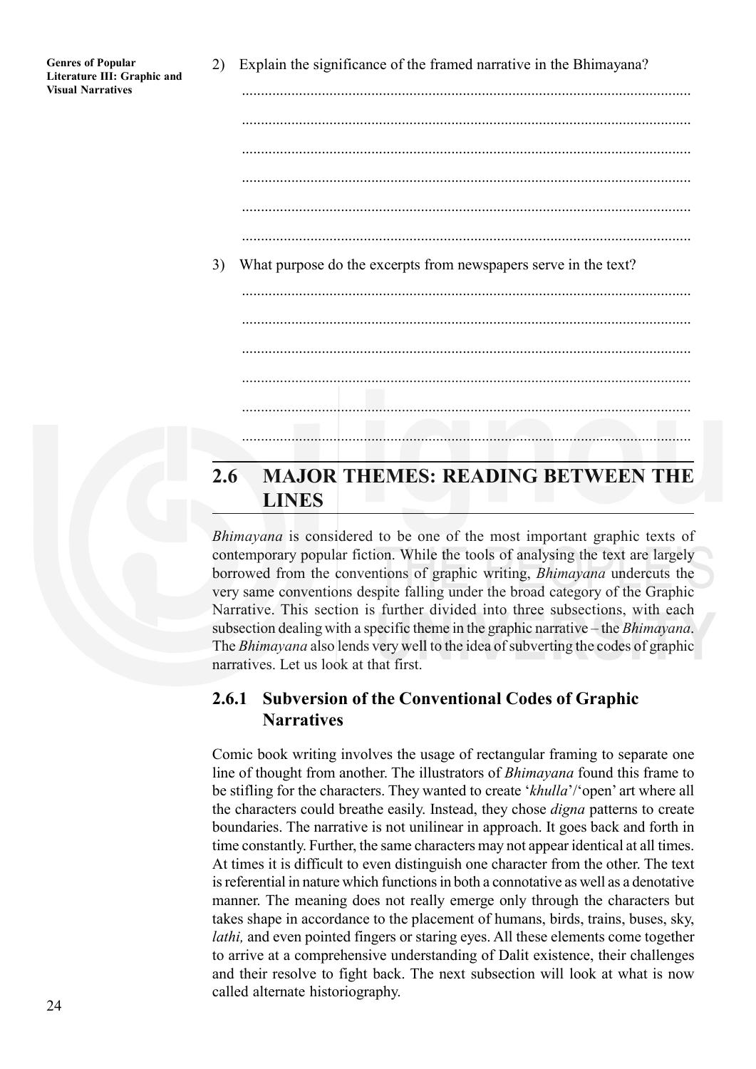2) Explain the significance of the framed narrative in the Bhimayana?

.....................................................................................................................

.....................................................................................................................

.....................................................................................................................

.....................................................................................................................

.....................................................................................................................

.....................................................................................................................

3) What purpose do the excerpts from newspapers serve in the text?

.....................................................................................................................

.....................................................................................................................

.....................................................................................................................

.....................................................................................................................

.....................................................................................................................

.....................................................................................................................

## 2.6 MAJOR THEMES: READING BETWEEN THE LINES

*Bhimayana* is considered to be one of the most important graphic texts of contemporary popular fiction. While the tools of analysing the text are largely borrowed from the conventions of graphic writing, *Bhimayana* undercuts the very same conventions despite falling under the broad category of the Graphic Narrative. This section is further divided into three subsections, with each subsection dealing with a specific theme in the graphic narrative – the *Bhimayana*. The *Bhimayana* also lends very well to the idea of subverting the codes of graphic narratives. Let us look at that first.

### 2.6.1 Subversion of the Conventional Codes of Graphic Narratives

Comic book writing involves the usage of rectangular framing to separate one line of thought from another. The illustrators of *Bhimayana* found this frame to be stifling for the characters. They wanted to create '*khulla*'/'open' art where all the characters could breathe easily. Instead, they chose *digna* patterns to create boundaries. The narrative is not unilinear in approach. It goes back and forth in time constantly. Further, the same characters may not appear identical at all times. At times it is difficult to even distinguish one character from the other. The text is referential in nature which functions in both a connotative as well as a denotative manner. The meaning does not really emerge only through the characters but takes shape in accordance to the placement of humans, birds, trains, buses, sky, *lathi,* and even pointed fingers or staring eyes. All these elements come together to arrive at a comprehensive understanding of Dalit existence, their challenges and their resolve to fight back. The next subsection will look at what is now called alternate historiography.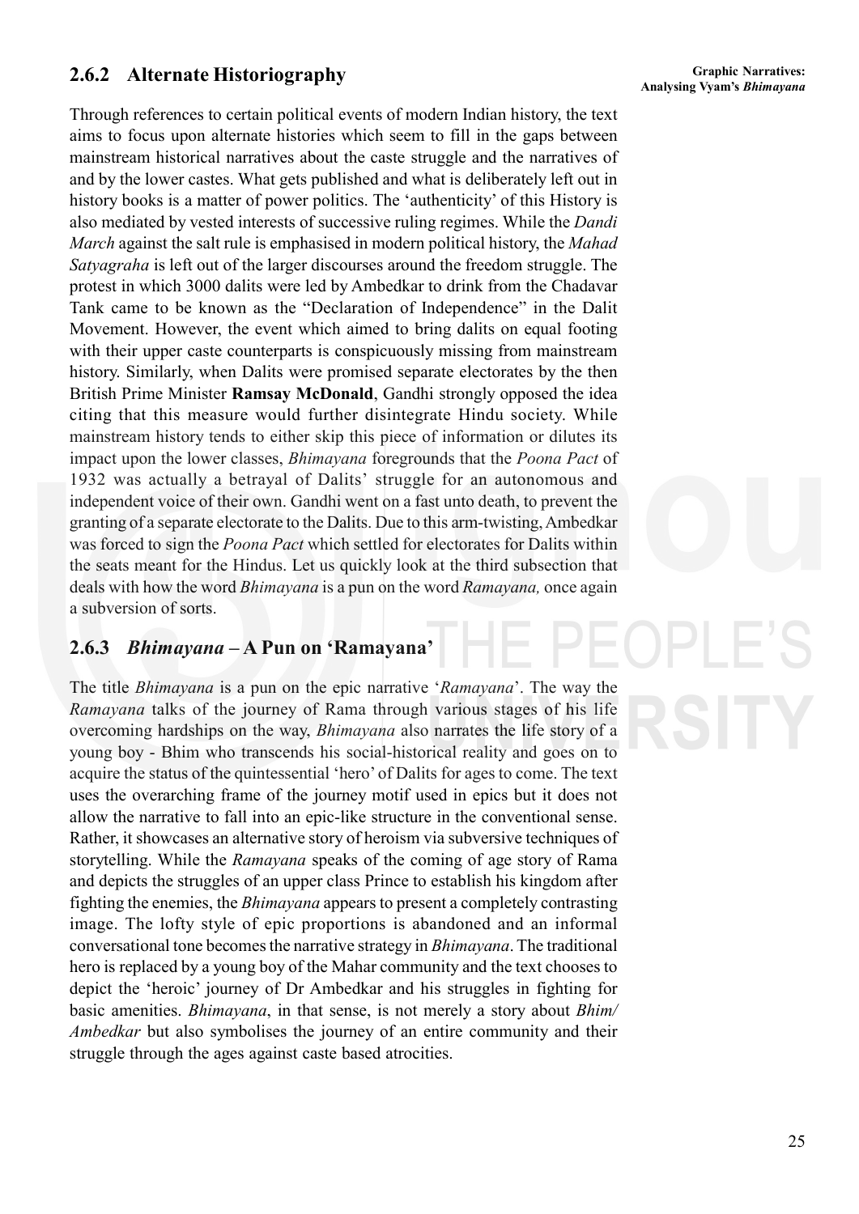### 2.6.2 Alternate Historiography

Through references to certain political events of modern Indian history, the text aims to focus upon alternate histories which seem to fill in the gaps between mainstream historical narratives about the caste struggle and the narratives of and by the lower castes. What gets published and what is deliberately left out in history books is a matter of power politics. The 'authenticity' of this History is also mediated by vested interests of successive ruling regimes. While the *Dandi March* against the salt rule is emphasised in modern political history, the *Mahad Satyagraha* is left out of the larger discourses around the freedom struggle. The protest in which 3000 dalits were led by Ambedkar to drink from the Chadavar Tank came to be known as the "Declaration of Independence" in the Dalit Movement. However, the event which aimed to bring dalits on equal footing with their upper caste counterparts is conspicuously missing from mainstream history. Similarly, when Dalits were promised separate electorates by the then British Prime Minister **Ramsay McDonald**, Gandhi strongly opposed the idea citing that this measure would further disintegrate Hindu society. While mainstream history tends to either skip this piece of information or dilutes its impact upon the lower classes, *Bhimayana* foregrounds that the *Poona Pact* of 1932 was actually a betrayal of Dalits' struggle for an autonomous and independent voice of their own. Gandhi went on a fast unto death, to prevent the granting of a separate electorate to the Dalits. Due to this arm-twisting, Ambedkar was forced to sign the *Poona Pact* which settled for electorates for Dalits within the seats meant for the Hindus. Let us quickly look at the third subsection that deals with how the word *Bhimayana* is a pun on the word *Ramayana,* once again a subversion of sorts.

### 2.6.3 *Bhimayana* – A Pun on 'Ramayana'

The title *Bhimayana* is a pun on the epic narrative '*Ramayana*'. The way the *Ramayana* talks of the journey of Rama through various stages of his life overcoming hardships on the way, *Bhimayana* also narrates the life story of a young boy - Bhim who transcends his social-historical reality and goes on to acquire the status of the quintessential 'hero' of Dalits for ages to come. The text uses the overarching frame of the journey motif used in epics but it does not allow the narrative to fall into an epic-like structure in the conventional sense. Rather, it showcases an alternative story of heroism via subversive techniques of storytelling. While the *Ramayana* speaks of the coming of age story of Rama and depicts the struggles of an upper class Prince to establish his kingdom after fighting the enemies, the *Bhimayana* appears to present a completely contrasting image. The lofty style of epic proportions is abandoned and an informal conversational tone becomes the narrative strategy in *Bhimayana*. The traditional hero is replaced by a young boy of the Mahar community and the text chooses to depict the 'heroic' journey of Dr Ambedkar and his struggles in fighting for basic amenities. *Bhimayana*, in that sense, is not merely a story about *Bhim/ Ambedkar* but also symbolises the journey of an entire community and their struggle through the ages against caste based atrocities.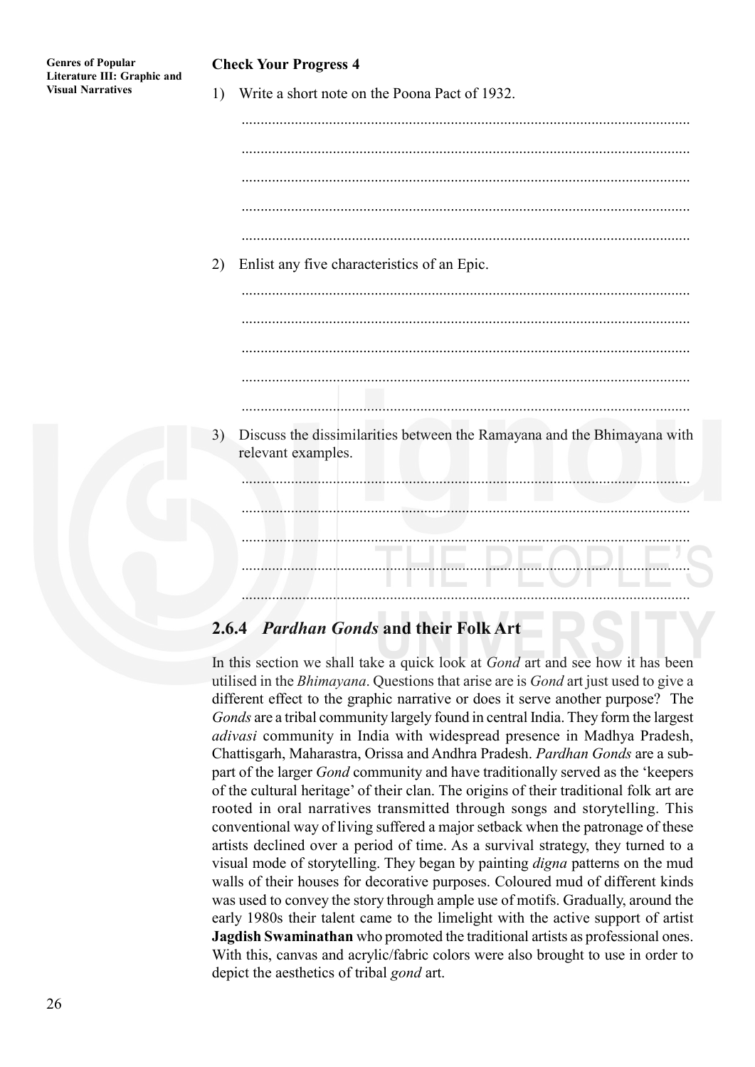**Check Your Progress 4**

1) Write a short note on the Poona Pact of 1932.

.....................................................................................................................

.....................................................................................................................

.....................................................................................................................

.....................................................................................................................

.....................................................................................................................

2) Enlist any five characteristics of an Epic.

.....................................................................................................................

.....................................................................................................................

.....................................................................................................................

.....................................................................................................................

.....................................................................................................................

3) Discuss the dissimilarities between the Ramayana and the Bhimayana with relevant examples.

.....................................................................................................................

.....................................................................................................................

.....................................................................................................................

.....................................................................................................................

.....................................................................................................................

### 2.6.4 *Pardhan Gonds* and their Folk Art

In this section we shall take a quick look at *Gond* art and see how it has been utilised in the *Bhimayana*. Questions that arise are is *Gond* art just used to give a different effect to the graphic narrative or does it serve another purpose? The *Gonds* are a tribal community largely found in central India. They form the largest *adivasi* community in India with widespread presence in Madhya Pradesh, Chattisgarh, Maharastra, Orissa and Andhra Pradesh. *Pardhan Gonds* are a sub-part of the larger *Gond* community and have traditionally served as the 'keepers of the cultural heritage' of their clan. The origins of their traditional folk art are rooted in oral narratives transmitted through songs and storytelling. This conventional way of living suffered a major setback when the patronage of these artists declined over a period of time. As a survival strategy, they turned to a visual mode of storytelling. They began by painting *digna* patterns on the mud walls of their houses for decorative purposes. Coloured mud of different kinds was used to convey the story through ample use of motifs. Gradually, around the early 1980s their talent came to the limelight with the active support of artist **Jagdish Swaminathan** who promoted the traditional artists as professional ones. With this, canvas and acrylic/fabric colors were also brought to use in order to depict the aesthetics of tribal *gond* art.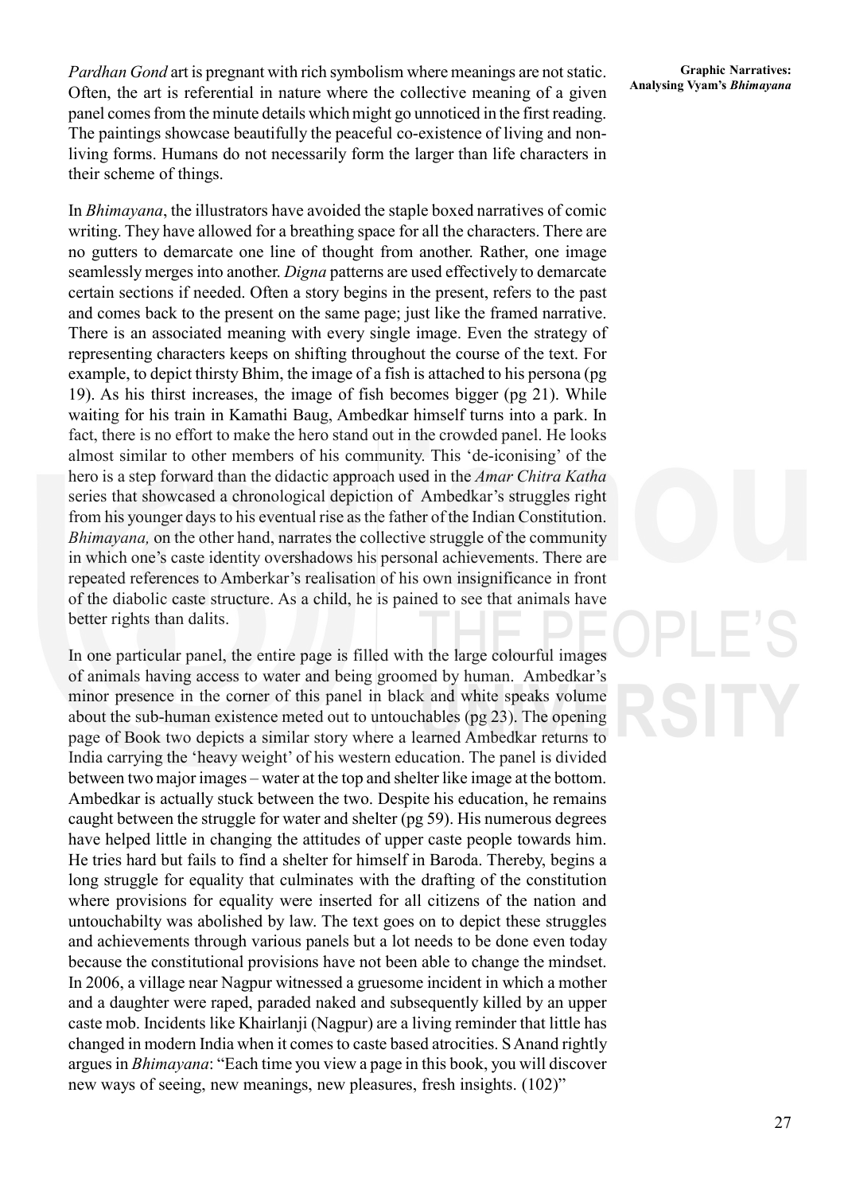*Pardhan Gond* art is pregnant with rich symbolism where meanings are not static. Often, the art is referential in nature where the collective meaning of a given panel comes from the minute details which might go unnoticed in the first reading. The paintings showcase beautifully the peaceful co-existence of living and non-living forms. Humans do not necessarily form the larger than life characters in their scheme of things.

In *Bhimayana*, the illustrators have avoided the staple boxed narratives of comic writing. They have allowed for a breathing space for all the characters. There are no gutters to demarcate one line of thought from another. Rather, one image seamlessly merges into another. *Digna* patterns are used effectively to demarcate certain sections if needed. Often a story begins in the present, refers to the past and comes back to the present on the same page; just like the framed narrative. There is an associated meaning with every single image. Even the strategy of representing characters keeps on shifting throughout the course of the text. For example, to depict thirsty Bhim, the image of a fish is attached to his persona (pg 19). As his thirst increases, the image of fish becomes bigger (pg 21). While waiting for his train in Kamathi Baug, Ambedkar himself turns into a park. In fact, there is no effort to make the hero stand out in the crowded panel. He looks almost similar to other members of his community. This 'de-iconising' of the hero is a step forward than the didactic approach used in the *Amar Chitra Katha* series that showcased a chronological depiction of Ambedkar's struggles right from his younger days to his eventual rise as the father of the Indian Constitution. *Bhimayana,* on the other hand, narrates the collective struggle of the community in which one's caste identity overshadows his personal achievements. There are repeated references to Amberkar's realisation of his own insignificance in front of the diabolic caste structure. As a child, he is pained to see that animals have better rights than dalits.

In one particular panel, the entire page is filled with the large colourful images of animals having access to water and being groomed by human. Ambedkar's minor presence in the corner of this panel in black and white speaks volume about the sub-human existence meted out to untouchables (pg 23). The opening page of Book two depicts a similar story where a learned Ambedkar returns to India carrying the 'heavy weight' of his western education. The panel is divided between two major images – water at the top and shelter like image at the bottom. Ambedkar is actually stuck between the two. Despite his education, he remains caught between the struggle for water and shelter (pg 59). His numerous degrees have helped little in changing the attitudes of upper caste people towards him. He tries hard but fails to find a shelter for himself in Baroda. Thereby, begins a long struggle for equality that culminates with the drafting of the constitution where provisions for equality were inserted for all citizens of the nation and untouchabilty was abolished by law. The text goes on to depict these struggles and achievements through various panels but a lot needs to be done even today because the constitutional provisions have not been able to change the mindset. In 2006, a village near Nagpur witnessed a gruesome incident in which a mother and a daughter were raped, paraded naked and subsequently killed by an upper caste mob. Incidents like Khairlanji (Nagpur) are a living reminder that little has changed in modern India when it comes to caste based atrocities. S Anand rightly argues in *Bhimayana*: "Each time you view a page in this book, you will discover new ways of seeing, new meanings, new pleasures, fresh insights. (102)"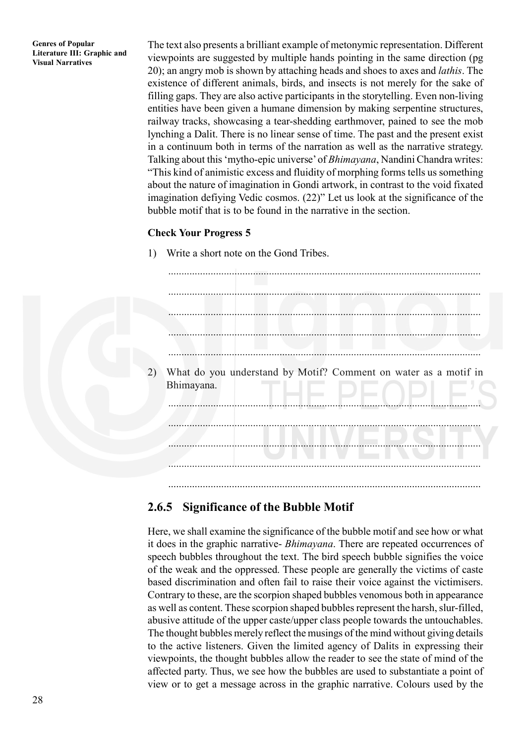The text also presents a brilliant example of metonymic representation. Different viewpoints are suggested by multiple hands pointing in the same direction (pg 20); an angry mob is shown by attaching heads and shoes to axes and *lathis*. The existence of different animals, birds, and insects is not merely for the sake of filling gaps. They are also active participants in the storytelling. Even non-living entities have been given a humane dimension by making serpentine structures, railway tracks, showcasing a tear-shedding earthmover, pained to see the mob lynching a Dalit. There is no linear sense of time. The past and the present exist in a continuum both in terms of the narration as well as the narrative strategy. Talking about this 'mytho-epic universe' of *Bhimayana*, Nandini Chandra writes: "This kind of animistic excess and fluidity of morphing forms tells us something about the nature of imagination in Gondi artwork, in contrast to the void fixated imagination defiying Vedic cosmos. (22)" Let us look at the significance of the bubble motif that is to be found in the narrative in the section.

**Check Your Progress 5**

1) Write a short note on the Gond Tribes.

.....................................................................................................................

.....................................................................................................................

.....................................................................................................................

.....................................................................................................................

.....................................................................................................................

2) What do you understand by Motif? Comment on water as a motif in Bhimayana.

.....................................................................................................................

.....................................................................................................................

.....................................................................................................................

.....................................................................................................................

.....................................................................................................................

## 2.6.5 Significance of the Bubble Motif

Here, we shall examine the significance of the bubble motif and see how or what it does in the graphic narrative- *Bhimayana*. There are repeated occurrences of speech bubbles throughout the text. The bird speech bubble signifies the voice of the weak and the oppressed. These people are generally the victims of caste based discrimination and often fail to raise their voice against the victimisers. Contrary to these, are the scorpion shaped bubbles venomous both in appearance as well as content. These scorpion shaped bubbles represent the harsh, slur-filled, abusive attitude of the upper caste/upper class people towards the untouchables. The thought bubbles merely reflect the musings of the mind without giving details to the active listeners. Given the limited agency of Dalits in expressing their viewpoints, the thought bubbles allow the reader to see the state of mind of the affected party. Thus, we see how the bubbles are used to substantiate a point of view or to get a message across in the graphic narrative. Colours used by the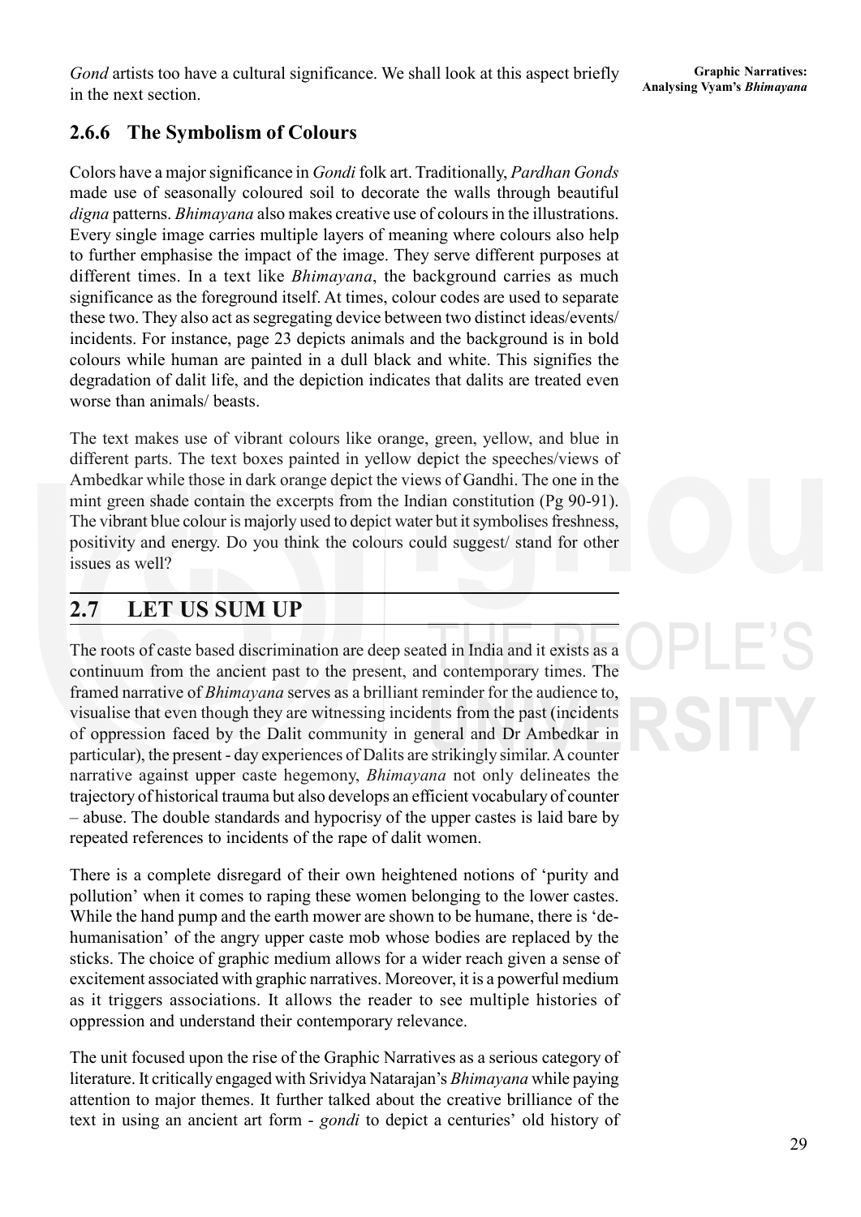*Gond* artists too have a cultural significance. We shall look at this aspect briefly in the next section.

### 2.6.6 The Symbolism of Colours

Colors have a major significance in *Gondi* folk art. Traditionally, *Pardhan Gonds* made use of seasonally coloured soil to decorate the walls through beautiful *digna* patterns. *Bhimayana* also makes creative use of colours in the illustrations. Every single image carries multiple layers of meaning where colours also help to further emphasise the impact of the image. They serve different purposes at different times. In a text like *Bhimayana*, the background carries as much significance as the foreground itself. At times, colour codes are used to separate these two. They also act as segregating device between two distinct ideas/events/ incidents. For instance, page 23 depicts animals and the background is in bold colours while human are painted in a dull black and white. This signifies the degradation of dalit life, and the depiction indicates that dalits are treated even worse than animals/ beasts.

The text makes use of vibrant colours like orange, green, yellow, and blue in different parts. The text boxes painted in yellow depict the speeches/views of Ambedkar while those in dark orange depict the views of Gandhi. The one in the mint green shade contain the excerpts from the Indian constitution (Pg 90-91). The vibrant blue colour is majorly used to depict water but it symbolises freshness, positivity and energy. Do you think the colours could suggest/ stand for other issues as well?

## 2.7 LET US SUM UP

The roots of caste based discrimination are deep seated in India and it exists as a continuum from the ancient past to the present, and contemporary times. The framed narrative of *Bhimayana* serves as a brilliant reminder for the audience to, visualise that even though they are witnessing incidents from the past (incidents of oppression faced by the Dalit community in general and Dr Ambedkar in particular), the present - day experiences of Dalits are strikingly similar. A counter narrative against upper caste hegemony, *Bhimayana* not only delineates the trajectory of historical trauma but also develops an efficient vocabulary of counter – abuse. The double standards and hypocrisy of the upper castes is laid bare by repeated references to incidents of the rape of dalit women.

There is a complete disregard of their own heightened notions of 'purity and pollution' when it comes to raping these women belonging to the lower castes. While the hand pump and the earth mower are shown to be humane, there is 'de-humanisation' of the angry upper caste mob whose bodies are replaced by the sticks. The choice of graphic medium allows for a wider reach given a sense of excitement associated with graphic narratives. Moreover, it is a powerful medium as it triggers associations. It allows the reader to see multiple histories of oppression and understand their contemporary relevance.

The unit focused upon the rise of the Graphic Narratives as a serious category of literature. It critically engaged with Srividya Natarajan's *Bhimayana* while paying attention to major themes. It further talked about the creative brilliance of the text in using an ancient art form - *gondi* to depict a centuries' old history of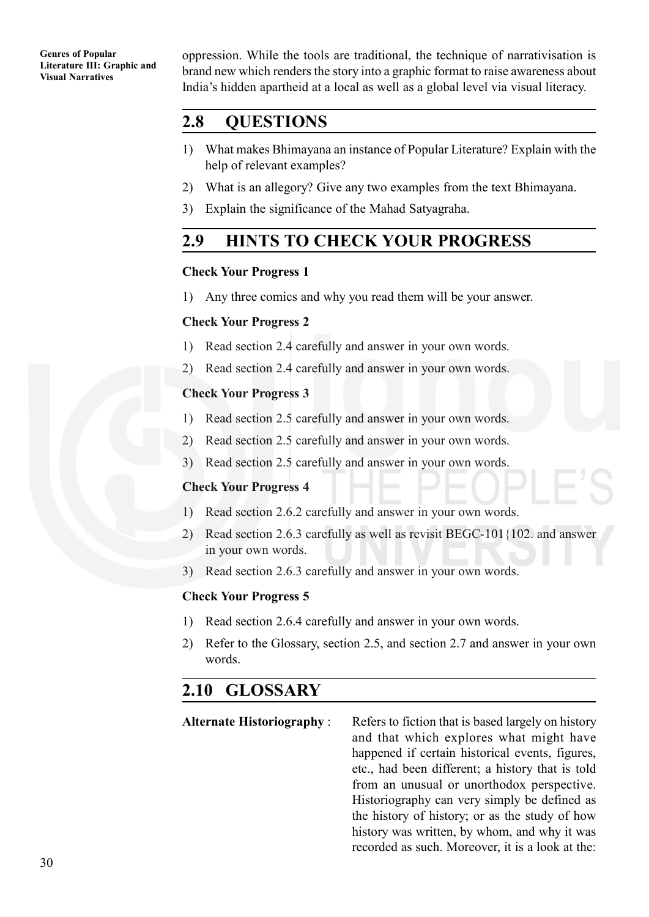oppression. While the tools are traditional, the technique of narrativisation is brand new which renders the story into a graphic format to raise awareness about India's hidden apartheid at a local as well as a global level via visual literacy.

## 2.8 QUESTIONS

1) What makes Bhimayana an instance of Popular Literature? Explain with the help of relevant examples?
2) What is an allegory? Give any two examples from the text Bhimayana.
3) Explain the significance of the Mahad Satyagraha.

## 2.9 HINTS TO CHECK YOUR PROGRESS

**Check Your Progress 1**

1) Any three comics and why you read them will be your answer.

**Check Your Progress 2**

1) Read section 2.4 carefully and answer in your own words.
2) Read section 2.4 carefully and answer in your own words.

**Check Your Progress 3**

1) Read section 2.5 carefully and answer in your own words.
2) Read section 2.5 carefully and answer in your own words.
3) Read section 2.5 carefully and answer in your own words.

**Check Your Progress 4**

1) Read section 2.6.2 carefully and answer in your own words.
2) Read section 2.6.3 carefully as well as revisit BEGC-101{102. and answer in your own words.
3) Read section 2.6.3 carefully and answer in your own words.

**Check Your Progress 5**

1) Read section 2.6.4 carefully and answer in your own words.
2) Refer to the Glossary, section 2.5, and section 2.7 and answer in your own words.

## 2.10 GLOSSARY

**Alternate Historiography** : Refers to fiction that is based largely on history and that which explores what might have happened if certain historical events, figures, etc., had been different; a history that is told from an unusual or unorthodox perspective. Historiography can very simply be defined as the history of history; or as the study of how history was written, by whom, and why it was recorded as such. Moreover, it is a look at the: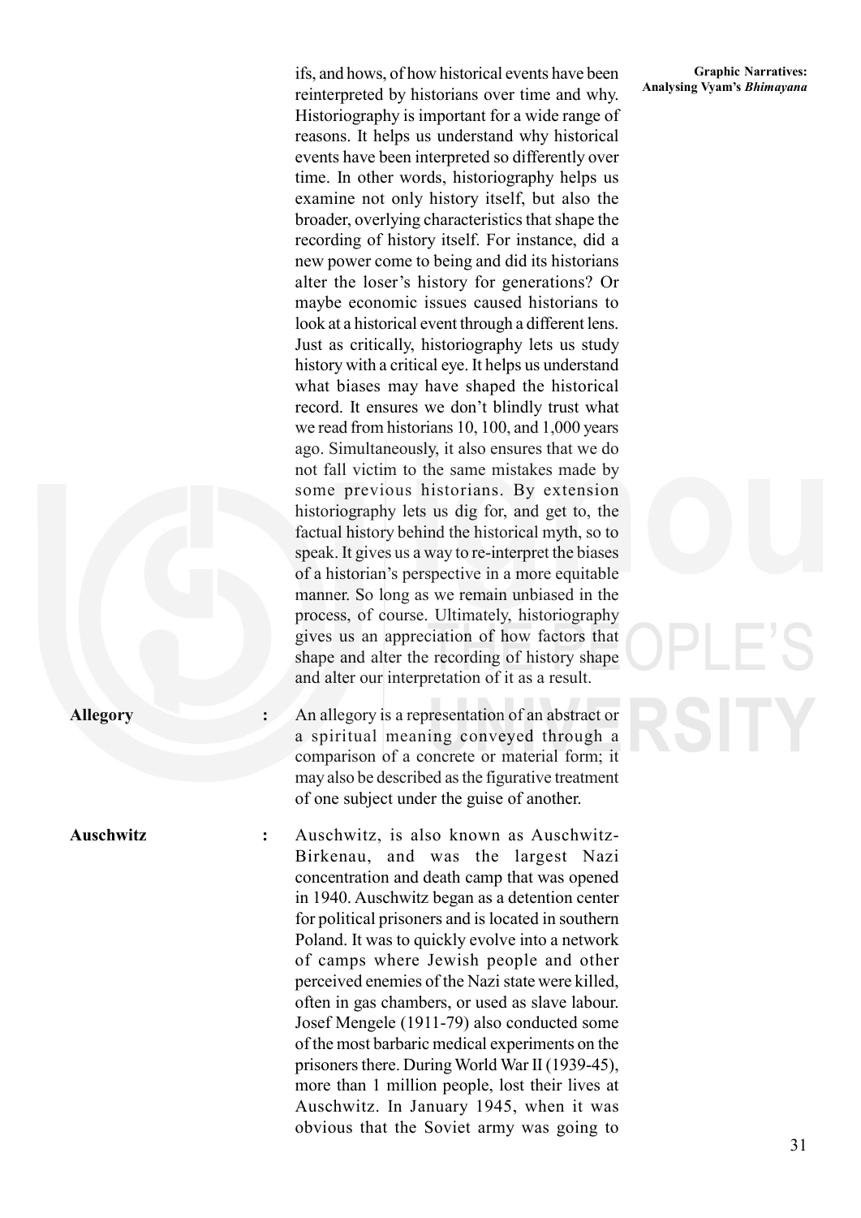ifs, and hows, of how historical events have been reinterpreted by historians over time and why. Historiography is important for a wide range of reasons. It helps us understand why historical events have been interpreted so differently over time. In other words, historiography helps us examine not only history itself, but also the broader, overlying characteristics that shape the recording of history itself. For instance, did a new power come to being and did its historians alter the loser's history for generations? Or maybe economic issues caused historians to look at a historical event through a different lens. Just as critically, historiography lets us study history with a critical eye. It helps us understand what biases may have shaped the historical record. It ensures we don't blindly trust what we read from historians 10, 100, and 1,000 years ago. Simultaneously, it also ensures that we do not fall victim to the same mistakes made by some previous historians. By extension historiography lets us dig for, and get to, the factual history behind the historical myth, so to speak. It gives us a way to re-interpret the biases of a historian's perspective in a more equitable manner. So long as we remain unbiased in the process, of course. Ultimately, historiography gives us an appreciation of how factors that shape and alter the recording of history shape and alter our interpretation of it as a result.

**Allegory** : An allegory is a representation of an abstract or a spiritual meaning conveyed through a comparison of a concrete or material form; it may also be described as the figurative treatment of one subject under the guise of another.

**Auschwitz** : Auschwitz, is also known as Auschwitz-Birkenau, and was the largest Nazi concentration and death camp that was opened in 1940. Auschwitz began as a detention center for political prisoners and is located in southern Poland. It was to quickly evolve into a network of camps where Jewish people and other perceived enemies of the Nazi state were killed, often in gas chambers, or used as slave labour. Josef Mengele (1911-79) also conducted some of the most barbaric medical experiments on the prisoners there. During World War II (1939-45), more than 1 million people, lost their lives at Auschwitz. In January 1945, when it was obvious that the Soviet army was going to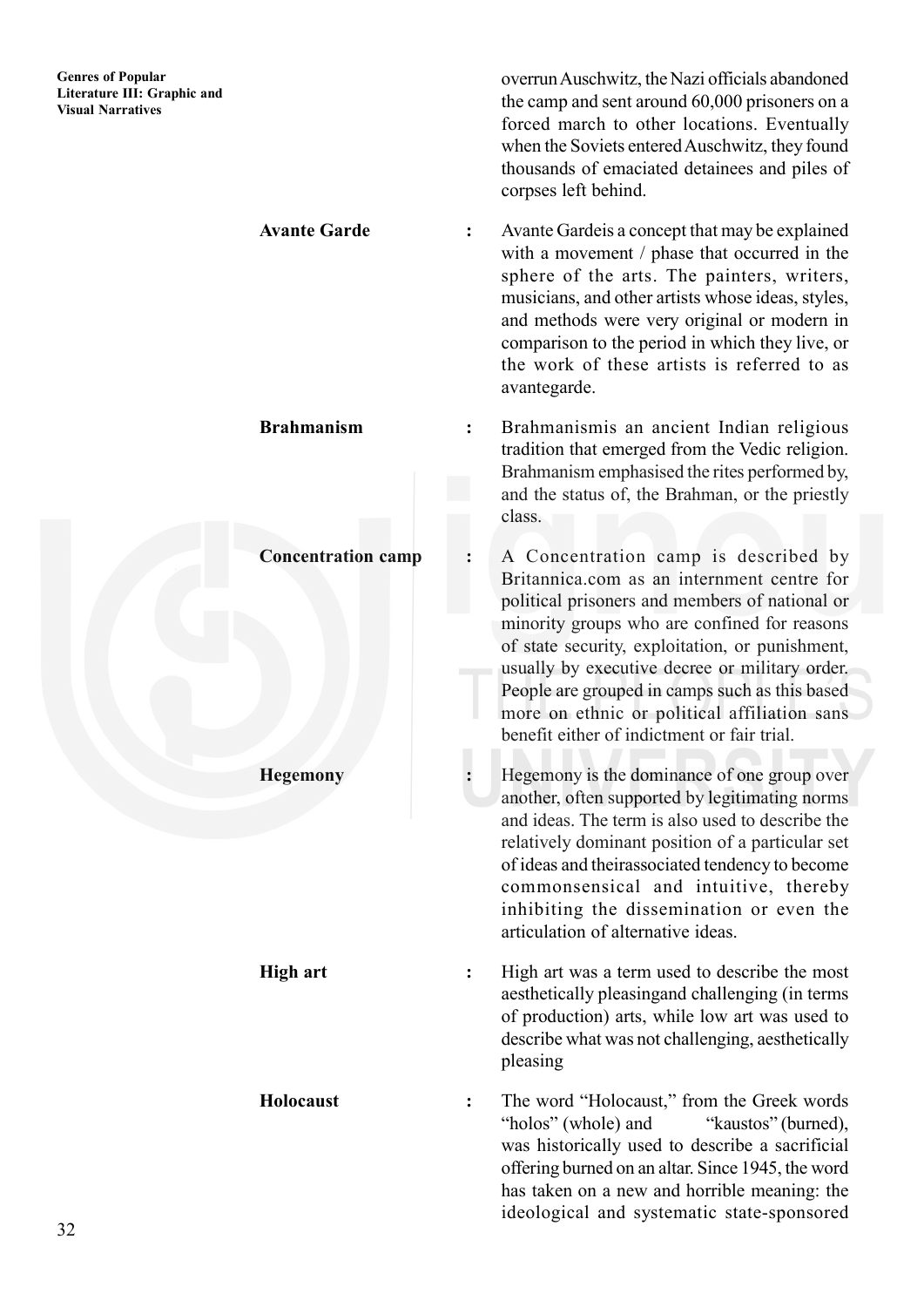overrun Auschwitz, the Nazi officials abandoned the camp and sent around 60,000 prisoners on a forced march to other locations. Eventually when the Soviets entered Auschwitz, they found thousands of emaciated detainees and piles of corpses left behind.

**Avante Garde** : Avante Gardeis a concept that may be explained with a movement / phase that occurred in the sphere of the arts. The painters, writers, musicians, and other artists whose ideas, styles, and methods were very original or modern in comparison to the period in which they live, or the work of these artists is referred to as avantegarde.

**Brahmanism** : Brahmanismis an ancient Indian religious tradition that emerged from the Vedic religion. Brahmanism emphasised the rites performed by, and the status of, the Brahman, or the priestly class.

**Concentration camp** : A Concentration camp is described by Britannica.com as an internment centre for political prisoners and members of national or minority groups who are confined for reasons of state security, exploitation, or punishment, usually by executive decree or military order. People are grouped in camps such as this based more on ethnic or political affiliation sans benefit either of indictment or fair trial.

**Hegemony** : Hegemony is the dominance of one group over another, often supported by legitimating norms and ideas. The term is also used to describe the relatively dominant position of a particular set of ideas and theirassociated tendency to become commonsensical and intuitive, thereby inhibiting the dissemination or even the articulation of alternative ideas.

**High art** : High art was a term used to describe the most aesthetically pleasingand challenging (in terms of production) arts, while low art was used to describe what was not challenging, aesthetically pleasing

**Holocaust** : The word "Holocaust," from the Greek words "holos" (whole) and "kaustos" (burned), was historically used to describe a sacrificial offering burned on an altar. Since 1945, the word has taken on a new and horrible meaning: the ideological and systematic state-sponsored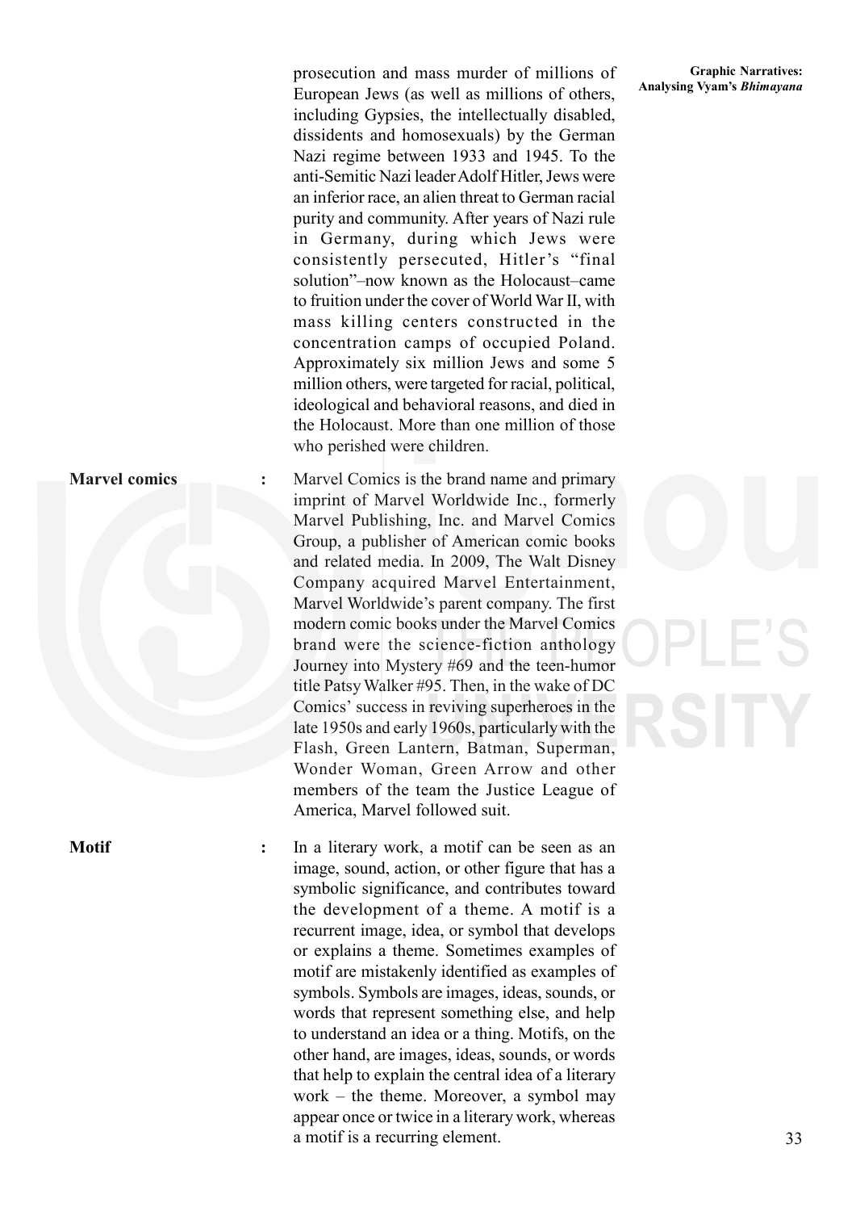prosecution and mass murder of millions of European Jews (as well as millions of others, including Gypsies, the intellectually disabled, dissidents and homosexuals) by the German Nazi regime between 1933 and 1945. To the anti-Semitic Nazi leader Adolf Hitler, Jews were an inferior race, an alien threat to German racial purity and community. After years of Nazi rule in Germany, during which Jews were consistently persecuted, Hitler's "final solution"–now known as the Holocaust–came to fruition under the cover of World War II, with mass killing centers constructed in the concentration camps of occupied Poland. Approximately six million Jews and some 5 million others, were targeted for racial, political, ideological and behavioral reasons, and died in the Holocaust. More than one million of those who perished were children.

**Marvel comics** : Marvel Comics is the brand name and primary imprint of Marvel Worldwide Inc., formerly Marvel Publishing, Inc. and Marvel Comics Group, a publisher of American comic books and related media. In 2009, The Walt Disney Company acquired Marvel Entertainment, Marvel Worldwide's parent company. The first modern comic books under the Marvel Comics brand were the science-fiction anthology Journey into Mystery #69 and the teen-humor title Patsy Walker #95. Then, in the wake of DC Comics' success in reviving superheroes in the late 1950s and early 1960s, particularly with the Flash, Green Lantern, Superman, Batman, Wonder Woman, Green Arrow and other members of the team the Justice League of America, Marvel followed suit.

**Motif** : In a literary work, a motif can be seen as an image, sound, action, or other figure that has a symbolic significance, and contributes toward the development of a theme. A motif is a recurrent image, idea, or symbol that develops or explains a theme. Sometimes examples of motif are mistakenly identified as examples of symbols. Symbols are images, ideas, sounds, or words that represent something else, and help to understand an idea or a thing. Motifs, on the other hand, are images, ideas, sounds, or words that help to explain the central idea of a literary work – the theme. Moreover, a symbol may appear once or twice in a literary work, whereas a motif is a recurring element.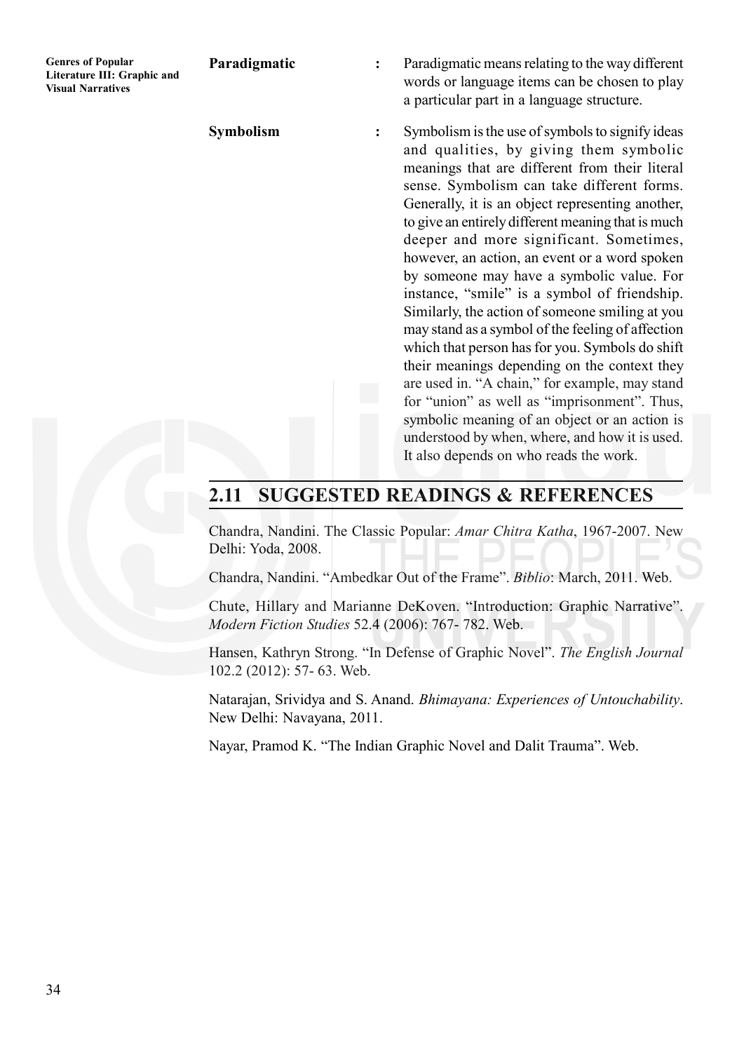**Paradigmatic** : Paradigmatic means relating to the way different words or language items can be chosen to play a particular part in a language structure.

**Symbolism** : Symbolism is the use of symbols to signify ideas and qualities, by giving them symbolic meanings that are different from their literal sense. Symbolism can take different forms. Generally, it is an object representing another, to give an entirely different meaning that is much deeper and more significant. Sometimes, however, an action, an event or a word spoken by someone may have a symbolic value. For instance, "smile" is a symbol of friendship. Similarly, the action of someone smiling at you may stand as a symbol of the feeling of affection which that person has for you. Symbols do shift their meanings depending on the context they are used in. "A chain," for example, may stand for "union" as well as "imprisonment". Thus, symbolic meaning of an object or an action is understood by when, where, and how it is used. It also depends on who reads the work.

## 2.11 SUGGESTED READINGS & REFERENCES

Chandra, Nandini. The Classic Popular: *Amar Chitra Katha*, 1967-2007. New Delhi: Yoda, 2008.

Chandra, Nandini. "Ambedkar Out of the Frame". *Biblio*: March, 2011. Web.

Chute, Hillary and Marianne DeKoven. "Introduction: Graphic Narrative". *Modern Fiction Studies* 52.4 (2006): 767- 782. Web.

Hansen, Kathryn Strong. "In Defense of Graphic Novel". *The English Journal* 102.2 (2012): 57- 63. Web.

Natarajan, Srividya and S. Anand. *Bhimayana: Experiences of Untouchability*. New Delhi: Navayana, 2011.

Nayar, Pramod K. "The Indian Graphic Novel and Dalit Trauma". Web.